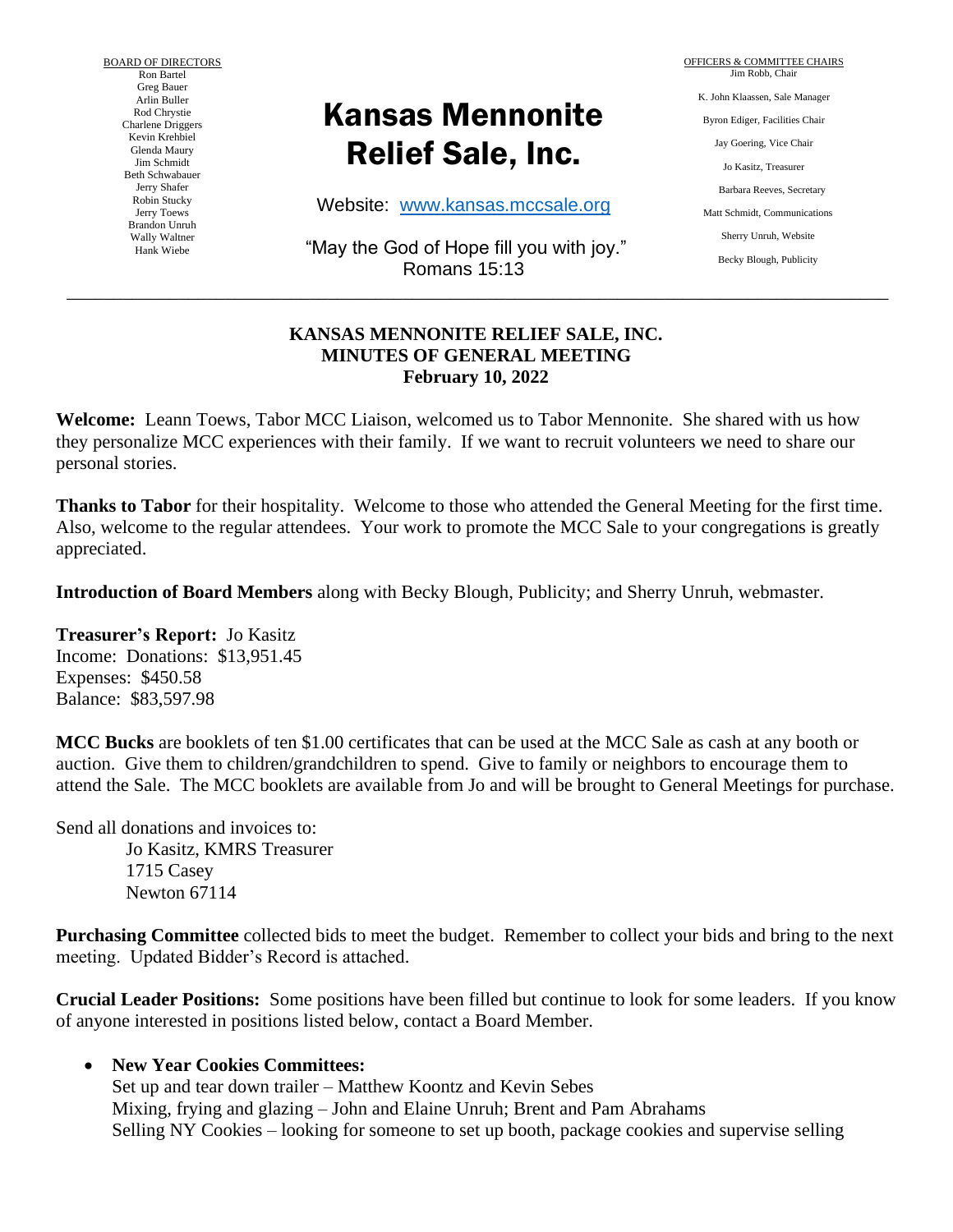BOARD OF DIRECTORS
Ron Bartel
Greg Bauer
Arlin Buller
Rod Chrystie
Charlene Driggers
Kevin Krehbiel
Glenda Maury
Jim Schmidt
Beth Schwabauer
Jerry Shafer
Robin Stucky
Jerry Toews
Brandon Unruh
Wally Waltner
Hank Wiebe

# Kansas Mennonite Relief Sale, Inc.

Website: [www.kansas.mccsale.org](http://www.kansas.mccsale.org)

"May the God of Hope fill you with joy."
Romans 15:13

OFFICERS & COMMITTEE CHAIRS
Jim Robb, Chair
K. John Klaassen, Sale Manager
Byron Ediger, Facilities Chair
Jay Goering, Vice Chair
Jo Kasitz, Treasurer
Barbara Reeves, Secretary
Matt Schmidt, Communications
Sherry Unruh, Website
Becky Blough, Publicity

---

## KANSAS MENNONITE RELIEF SALE, INC.
## MINUTES OF GENERAL MEETING
## February 10, 2022

**Welcome:** Leann Toews, Tabor MCC Liaison, welcomed us to Tabor Mennonite. She shared with us how they personalize MCC experiences with their family. If we want to recruit volunteers we need to share our personal stories.

**Thanks to Tabor** for their hospitality. Welcome to those who attended the General Meeting for the first time. Also, welcome to the regular attendees. Your work to promote the MCC Sale to your congregations is greatly appreciated.

**Introduction of Board Members** along with Becky Blough, Publicity; and Sherry Unruh, webmaster.

**Treasurer's Report:** Jo Kasitz
Income: Donations: $13,951.45
Expenses: $450.58
Balance: $83,597.98

**MCC Bucks** are booklets of ten $1.00 certificates that can be used at the MCC Sale as cash at any booth or auction. Give them to children/grandchildren to spend. Give to family or neighbors to encourage them to attend the Sale. The MCC booklets are available from Jo and will be brought to General Meetings for purchase.

Send all donations and invoices to:
Jo Kasitz, KMRS Treasurer
1715 Casey
Newton 67114

**Purchasing Committee** collected bids to meet the budget. Remember to collect your bids and bring to the next meeting. Updated Bidder's Record is attached.

**Crucial Leader Positions:** Some positions have been filled but continue to look for some leaders. If you know of anyone interested in positions listed below, contact a Board Member.

- **New Year Cookies Committees:**
  Set up and tear down trailer – Matthew Koontz and Kevin Sebes
  Mixing, frying and glazing – John and Elaine Unruh; Brent and Pam Abrahams
  Selling NY Cookies – looking for someone to set up booth, package cookies and supervise selling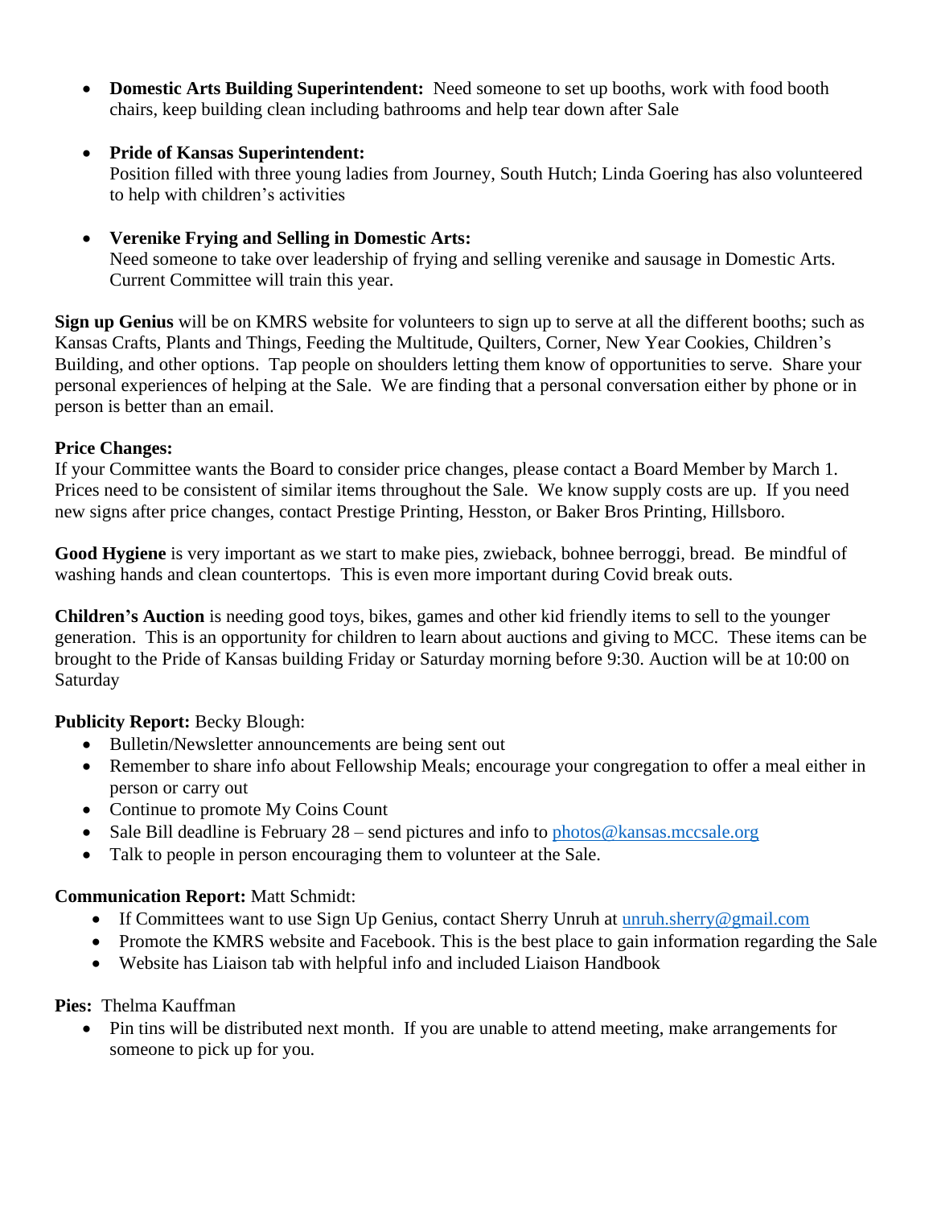- **Domestic Arts Building Superintendent:** Need someone to set up booths, work with food booth chairs, keep building clean including bathrooms and help tear down after Sale

- **Pride of Kansas Superintendent:**
  Position filled with three young ladies from Journey, South Hutch; Linda Goering has also volunteered to help with children's activities

- **Verenike Frying and Selling in Domestic Arts:**
  Need someone to take over leadership of frying and selling verenike and sausage in Domestic Arts. Current Committee will train this year.

**Sign up Genius** will be on KMRS website for volunteers to sign up to serve at all the different booths; such as Kansas Crafts, Plants and Things, Feeding the Multitude, Quilters, Corner, New Year Cookies, Children's Building, and other options. Tap people on shoulders letting them know of opportunities to serve. Share your personal experiences of helping at the Sale. We are finding that a personal conversation either by phone or in person is better than an email.

**Price Changes:**
If your Committee wants the Board to consider price changes, please contact a Board Member by March 1. Prices need to be consistent of similar items throughout the Sale. We know supply costs are up. If you need new signs after price changes, contact Prestige Printing, Hesston, or Baker Bros Printing, Hillsboro.

**Good Hygiene** is very important as we start to make pies, zwieback, bohnee berroggi, bread. Be mindful of washing hands and clean countertops. This is even more important during Covid break outs.

**Children's Auction** is needing good toys, bikes, games and other kid friendly items to sell to the younger generation. This is an opportunity for children to learn about auctions and giving to MCC. These items can be brought to the Pride of Kansas building Friday or Saturday morning before 9:30. Auction will be at 10:00 on Saturday

**Publicity Report:** Becky Blough:

- Bulletin/Newsletter announcements are being sent out
- Remember to share info about Fellowship Meals; encourage your congregation to offer a meal either in person or carry out
- Continue to promote My Coins Count
- Sale Bill deadline is February 28 – send pictures and info to photos@kansas.mccsale.org
- Talk to people in person encouraging them to volunteer at the Sale.

**Communication Report:** Matt Schmidt:

- If Committees want to use Sign Up Genius, contact Sherry Unruh at unruh.sherry@gmail.com
- Promote the KMRS website and Facebook. This is the best place to gain information regarding the Sale
- Website has Liaison tab with helpful info and included Liaison Handbook

**Pies:** Thelma Kauffman

- Pin tins will be distributed next month. If you are unable to attend meeting, make arrangements for someone to pick up for you.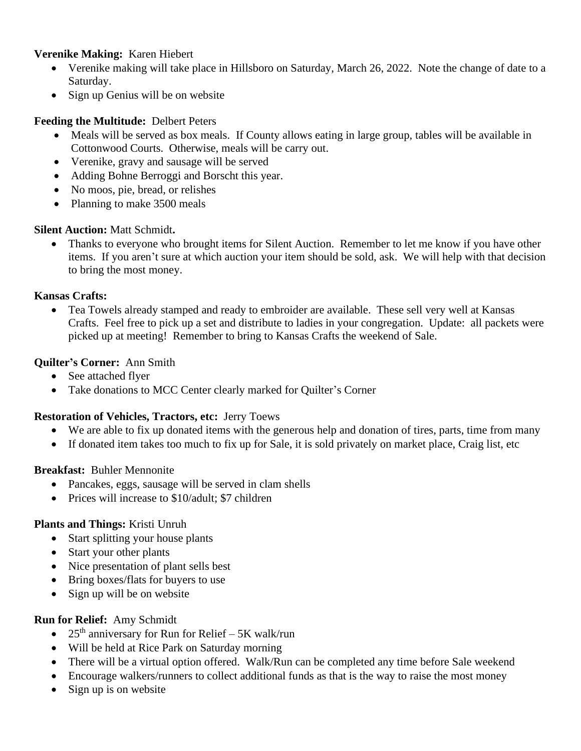**Verenike Making:** Karen Hiebert

- Verenike making will take place in Hillsboro on Saturday, March 26, 2022. Note the change of date to a Saturday.
- Sign up Genius will be on website

**Feeding the Multitude:** Delbert Peters

- Meals will be served as box meals. If County allows eating in large group, tables will be available in Cottonwood Courts. Otherwise, meals will be carry out.
- Verenike, gravy and sausage will be served
- Adding Bohne Berroggi and Borscht this year.
- No moos, pie, bread, or relishes
- Planning to make 3500 meals

**Silent Auction:** Matt Schmidt**.**

- Thanks to everyone who brought items for Silent Auction. Remember to let me know if you have other items. If you aren't sure at which auction your item should be sold, ask. We will help with that decision to bring the most money.

**Kansas Crafts:**

- Tea Towels already stamped and ready to embroider are available. These sell very well at Kansas Crafts. Feel free to pick up a set and distribute to ladies in your congregation. Update: all packets were picked up at meeting! Remember to bring to Kansas Crafts the weekend of Sale.

**Quilter's Corner:** Ann Smith

- See attached flyer
- Take donations to MCC Center clearly marked for Quilter's Corner

**Restoration of Vehicles, Tractors, etc:** Jerry Toews

- We are able to fix up donated items with the generous help and donation of tires, parts, time from many
- If donated item takes too much to fix up for Sale, it is sold privately on market place, Craig list, etc

**Breakfast:** Buhler Mennonite

- Pancakes, eggs, sausage will be served in clam shells
- Prices will increase to $10/adult; $7 children

**Plants and Things:** Kristi Unruh

- Start splitting your house plants
- Start your other plants
- Nice presentation of plant sells best
- Bring boxes/flats for buyers to use
- Sign up will be on website

**Run for Relief:** Amy Schmidt

- 25th anniversary for Run for Relief – 5K walk/run
- Will be held at Rice Park on Saturday morning
- There will be a virtual option offered. Walk/Run can be completed any time before Sale weekend
- Encourage walkers/runners to collect additional funds as that is the way to raise the most money
- Sign up is on website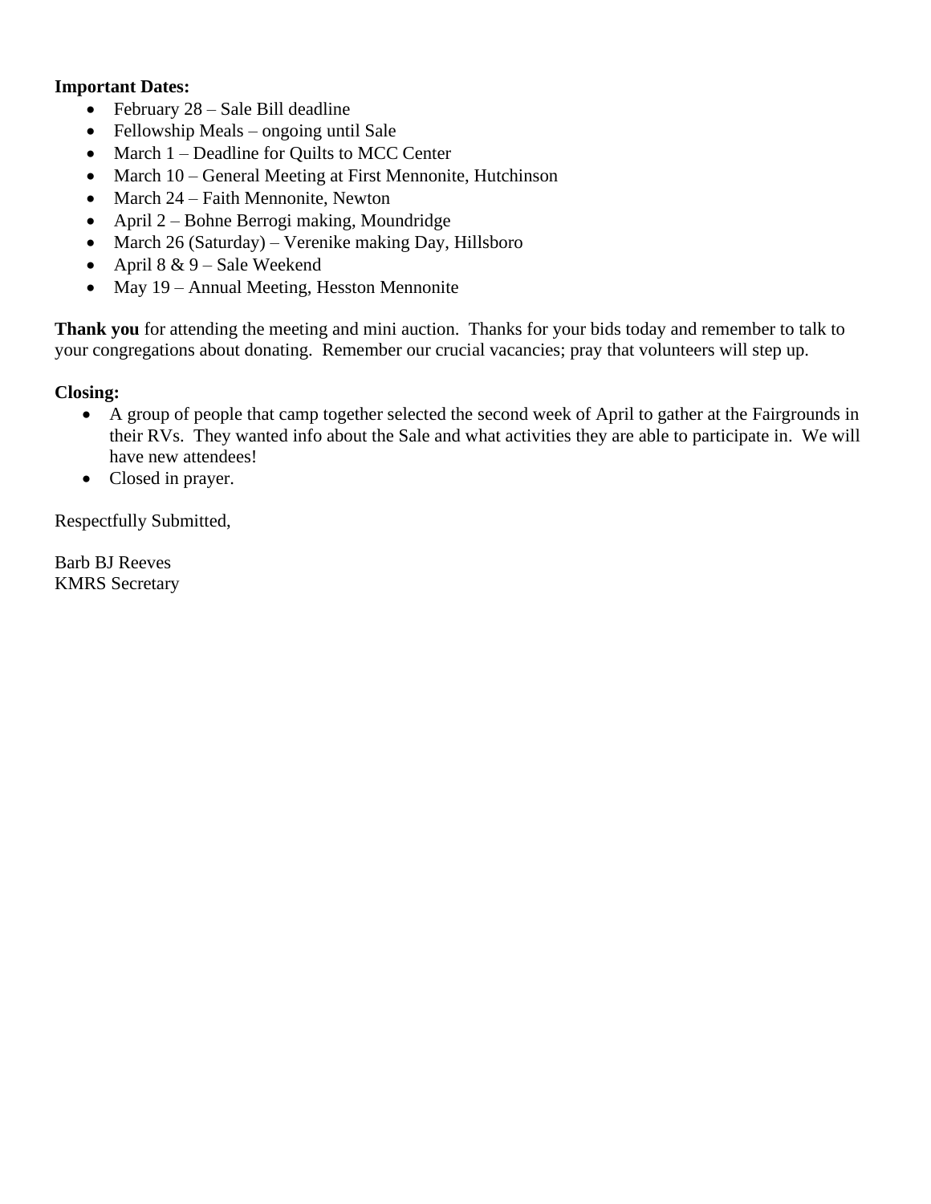**Important Dates:**

- February 28 – Sale Bill deadline
- Fellowship Meals – ongoing until Sale
- March 1 – Deadline for Quilts to MCC Center
- March 10 – General Meeting at First Mennonite, Hutchinson
- March 24 – Faith Mennonite, Newton
- April 2 – Bohne Berrogi making, Moundridge
- March 26 (Saturday) – Verenike making Day, Hillsboro
- April 8 & 9 – Sale Weekend
- May 19 – Annual Meeting, Hesston Mennonite

**Thank you** for attending the meeting and mini auction. Thanks for your bids today and remember to talk to your congregations about donating. Remember our crucial vacancies; pray that volunteers will step up.

**Closing:**

- A group of people that camp together selected the second week of April to gather at the Fairgrounds in their RVs. They wanted info about the Sale and what activities they are able to participate in. We will have new attendees!
- Closed in prayer.

Respectfully Submitted,

Barb BJ Reeves
KMRS Secretary